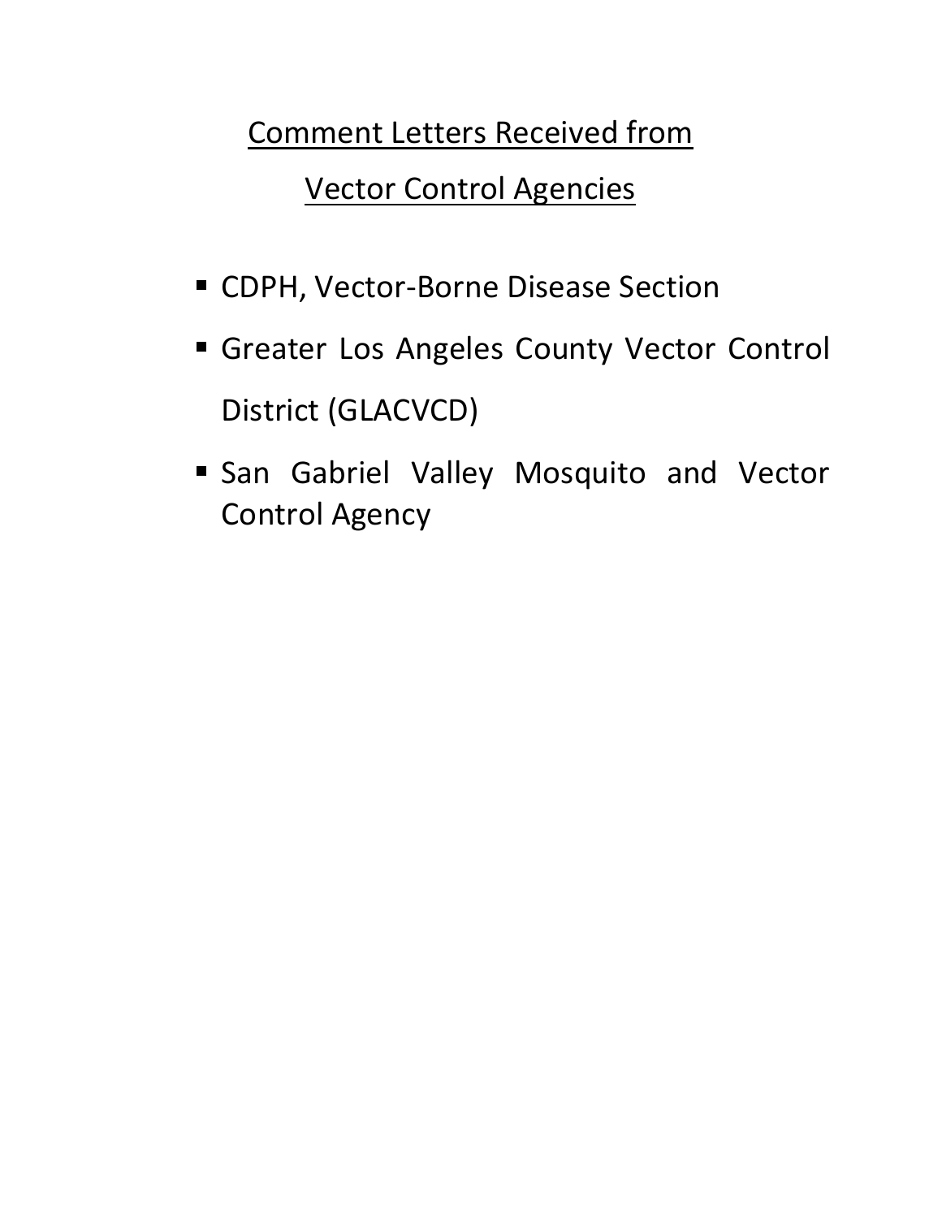# Comment Letters Received from Vector Control Agencies

- CDPH, Vector-Borne Disease Section
- Greater Los Angeles County Vector Control District (GLACVCD)
- San Gabriel Valley Mosquito and Vector Control Agency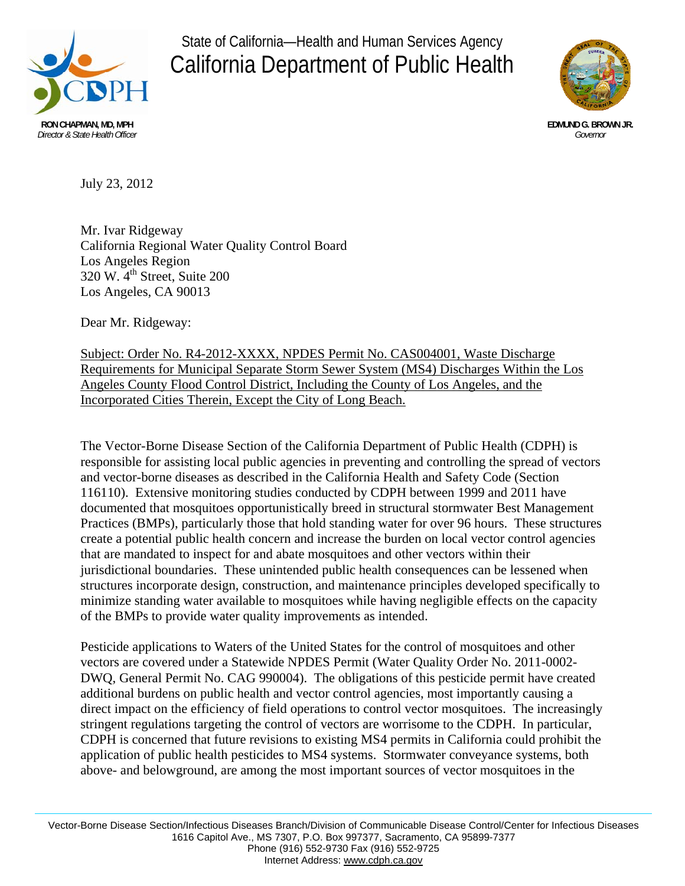State of California—Health and Human Services Agency
# California Department of Public Health

**RON CHAPMAN, MD, MPH**
*Director & State Health Officer*

**EDMUND G. BROWN JR.**
*Governor*

July 23, 2012

Mr. Ivar Ridgeway
California Regional Water Quality Control Board
Los Angeles Region
320 W. 4th Street, Suite 200
Los Angeles, CA 90013

Dear Mr. Ridgeway:

Subject: Order No. R4-2012-XXXX, NPDES Permit No. CAS004001, Waste Discharge Requirements for Municipal Separate Storm Sewer System (MS4) Discharges Within the Los Angeles County Flood Control District, Including the County of Los Angeles, and the Incorporated Cities Therein, Except the City of Long Beach.

The Vector-Borne Disease Section of the California Department of Public Health (CDPH) is responsible for assisting local public agencies in preventing and controlling the spread of vectors and vector-borne diseases as described in the California Health and Safety Code (Section 116110). Extensive monitoring studies conducted by CDPH between 1999 and 2011 have documented that mosquitoes opportunistically breed in structural stormwater Best Management Practices (BMPs), particularly those that hold standing water for over 96 hours. These structures create a potential public health concern and increase the burden on local vector control agencies that are mandated to inspect for and abate mosquitoes and other vectors within their jurisdictional boundaries. These unintended public health consequences can be lessened when structures incorporate design, construction, and maintenance principles developed specifically to minimize standing water available to mosquitoes while having negligible effects on the capacity of the BMPs to provide water quality improvements as intended.

Pesticide applications to Waters of the United States for the control of mosquitoes and other vectors are covered under a Statewide NPDES Permit (Water Quality Order No. 2011-0002-DWQ, General Permit No. CAG 990004). The obligations of this pesticide permit have created additional burdens on public health and vector control agencies, most importantly causing a direct impact on the efficiency of field operations to control vector mosquitoes. The increasingly stringent regulations targeting the control of vectors are worrisome to the CDPH. In particular, CDPH is concerned that future revisions to existing MS4 permits in California could prohibit the application of public health pesticides to MS4 systems. Stormwater conveyance systems, both above- and belowground, are among the most important sources of vector mosquitoes in the

Vector-Borne Disease Section/Infectious Diseases Branch/Division of Communicable Disease Control/Center for Infectious Diseases
1616 Capitol Ave., MS 7307, P.O. Box 997377, Sacramento, CA 95899-7377
Phone (916) 552-9730 Fax (916) 552-9725
Internet Address: www.cdph.ca.gov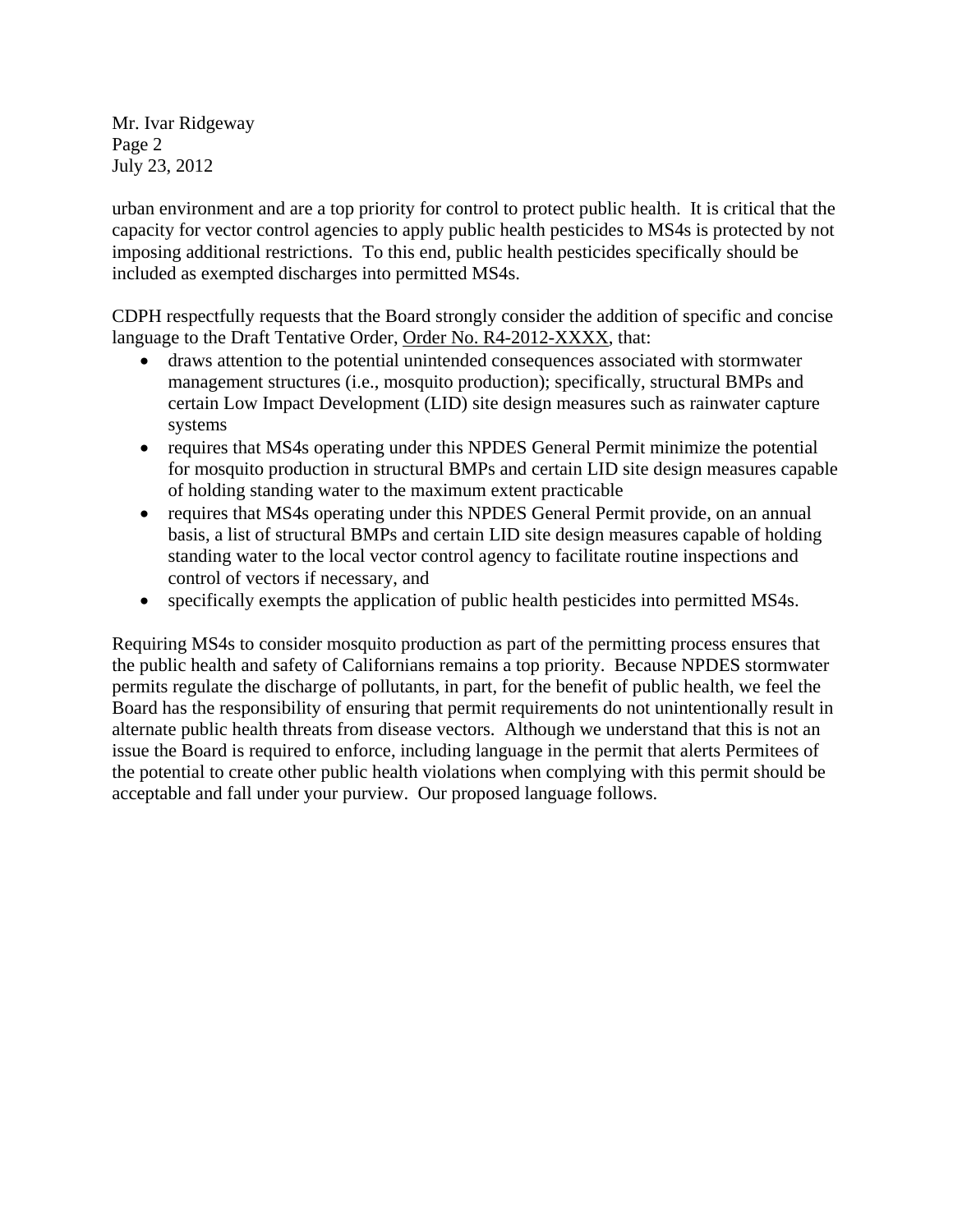urban environment and are a top priority for control to protect public health. It is critical that the capacity for vector control agencies to apply public health pesticides to MS4s is protected by not imposing additional restrictions. To this end, public health pesticides specifically should be included as exempted discharges into permitted MS4s.

CDPH respectfully requests that the Board strongly consider the addition of specific and concise language to the Draft Tentative Order, Order No. R4-2012-XXXX, that:

- draws attention to the potential unintended consequences associated with stormwater management structures (i.e., mosquito production); specifically, structural BMPs and certain Low Impact Development (LID) site design measures such as rainwater capture systems
- requires that MS4s operating under this NPDES General Permit minimize the potential for mosquito production in structural BMPs and certain LID site design measures capable of holding standing water to the maximum extent practicable
- requires that MS4s operating under this NPDES General Permit provide, on an annual basis, a list of structural BMPs and certain LID site design measures capable of holding standing water to the local vector control agency to facilitate routine inspections and control of vectors if necessary, and
- specifically exempts the application of public health pesticides into permitted MS4s.

Requiring MS4s to consider mosquito production as part of the permitting process ensures that the public health and safety of Californians remains a top priority. Because NPDES stormwater permits regulate the discharge of pollutants, in part, for the benefit of public health, we feel the Board has the responsibility of ensuring that permit requirements do not unintentionally result in alternate public health threats from disease vectors. Although we understand that this is not an issue the Board is required to enforce, including language in the permit that alerts Permitees of the potential to create other public health violations when complying with this permit should be acceptable and fall under your purview. Our proposed language follows.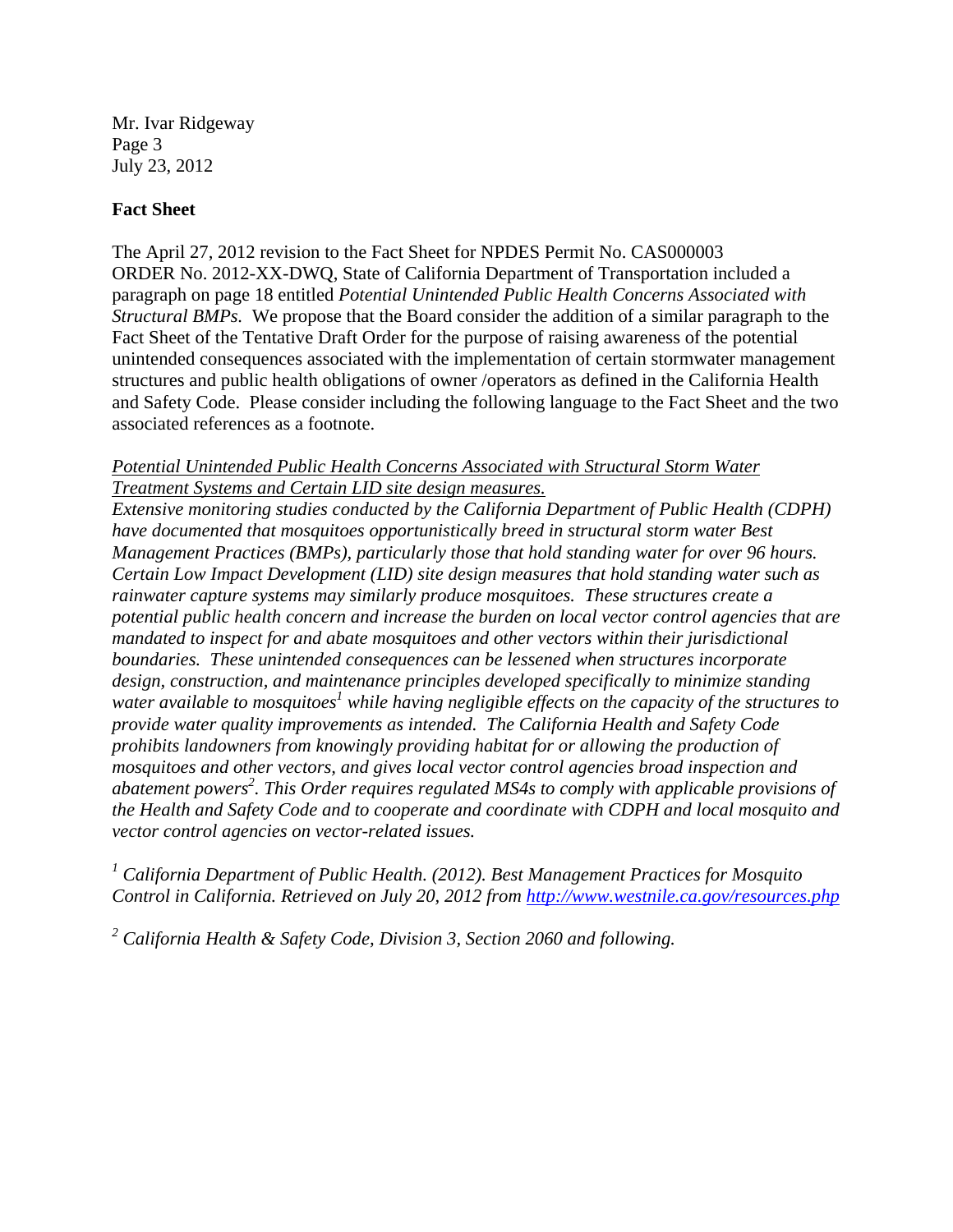Mr. Ivar Ridgeway
Page 3
July 23, 2012

**Fact Sheet**

The April 27, 2012 revision to the Fact Sheet for NPDES Permit No. CAS000003 ORDER No. 2012-XX-DWQ, State of California Department of Transportation included a paragraph on page 18 entitled *Potential Unintended Public Health Concerns Associated with Structural BMPs.* We propose that the Board consider the addition of a similar paragraph to the Fact Sheet of the Tentative Draft Order for the purpose of raising awareness of the potential unintended consequences associated with the implementation of certain stormwater management structures and public health obligations of owner /operators as defined in the California Health and Safety Code. Please consider including the following language to the Fact Sheet and the two associated references as a footnote.

*<u>Potential Unintended Public Health Concerns Associated with Structural Storm Water Treatment Systems and Certain LID site design measures.</u>*
*Extensive monitoring studies conducted by the California Department of Public Health (CDPH) have documented that mosquitoes opportunistically breed in structural storm water Best Management Practices (BMPs), particularly those that hold standing water for over 96 hours. Certain Low Impact Development (LID) site design measures that hold standing water such as rainwater capture systems may similarly produce mosquitoes. These structures create a potential public health concern and increase the burden on local vector control agencies that are mandated to inspect for and abate mosquitoes and other vectors within their jurisdictional boundaries. These unintended consequences can be lessened when structures incorporate design, construction, and maintenance principles developed specifically to minimize standing water available to mosquitoes[1] while having negligible effects on the capacity of the structures to provide water quality improvements as intended. The California Health and Safety Code prohibits landowners from knowingly providing habitat for or allowing the production of mosquitoes and other vectors, and gives local vector control agencies broad inspection and abatement powers[2]. This Order requires regulated MS4s to comply with applicable provisions of the Health and Safety Code and to cooperate and coordinate with CDPH and local mosquito and vector control agencies on vector-related issues.*

[1] *California Department of Public Health. (2012). Best Management Practices for Mosquito Control in California. Retrieved on July 20, 2012 from http://www.westnile.ca.gov/resources.php*

[2] *California Health & Safety Code, Division 3, Section 2060 and following.*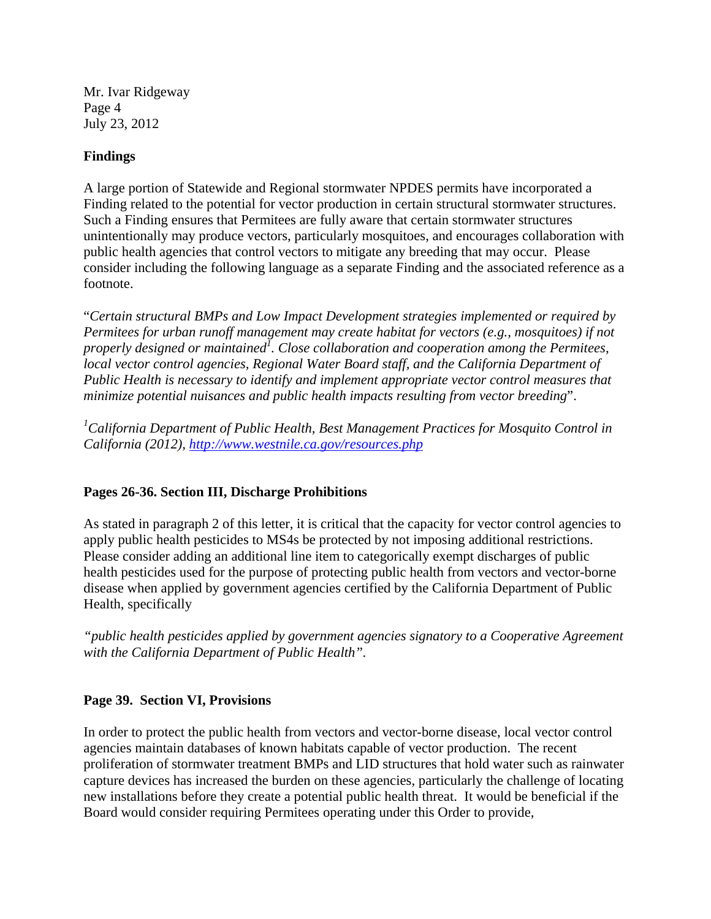Mr. Ivar Ridgeway
Page 4
July 23, 2012

**Findings**

A large portion of Statewide and Regional stormwater NPDES permits have incorporated a Finding related to the potential for vector production in certain structural stormwater structures. Such a Finding ensures that Permitees are fully aware that certain stormwater structures unintentionally may produce vectors, particularly mosquitoes, and encourages collaboration with public health agencies that control vectors to mitigate any breeding that may occur. Please consider including the following language as a separate Finding and the associated reference as a footnote.

"*Certain structural BMPs and Low Impact Development strategies implemented or required by Permitees for urban runoff management may create habitat for vectors (e.g., mosquitoes) if not properly designed or maintained*[1]. *Close collaboration and cooperation among the Permitees, local vector control agencies, Regional Water Board staff, and the California Department of Public Health is necessary to identify and implement appropriate vector control measures that minimize potential nuisances and public health impacts resulting from vector breeding*".

[1]*California Department of Public Health, Best Management Practices for Mosquito Control in California (2012), http://www.westnile.ca.gov/resources.php*

**Pages 26-36. Section III, Discharge Prohibitions**

As stated in paragraph 2 of this letter, it is critical that the capacity for vector control agencies to apply public health pesticides to MS4s be protected by not imposing additional restrictions. Please consider adding an additional line item to categorically exempt discharges of public health pesticides used for the purpose of protecting public health from vectors and vector-borne disease when applied by government agencies certified by the California Department of Public Health, specifically

*"public health pesticides applied by government agencies signatory to a Cooperative Agreement with the California Department of Public Health"*.

**Page 39. Section VI, Provisions**

In order to protect the public health from vectors and vector-borne disease, local vector control agencies maintain databases of known habitats capable of vector production. The recent proliferation of stormwater treatment BMPs and LID structures that hold water such as rainwater capture devices has increased the burden on these agencies, particularly the challenge of locating new installations before they create a potential public health threat. It would be beneficial if the Board would consider requiring Permitees operating under this Order to provide,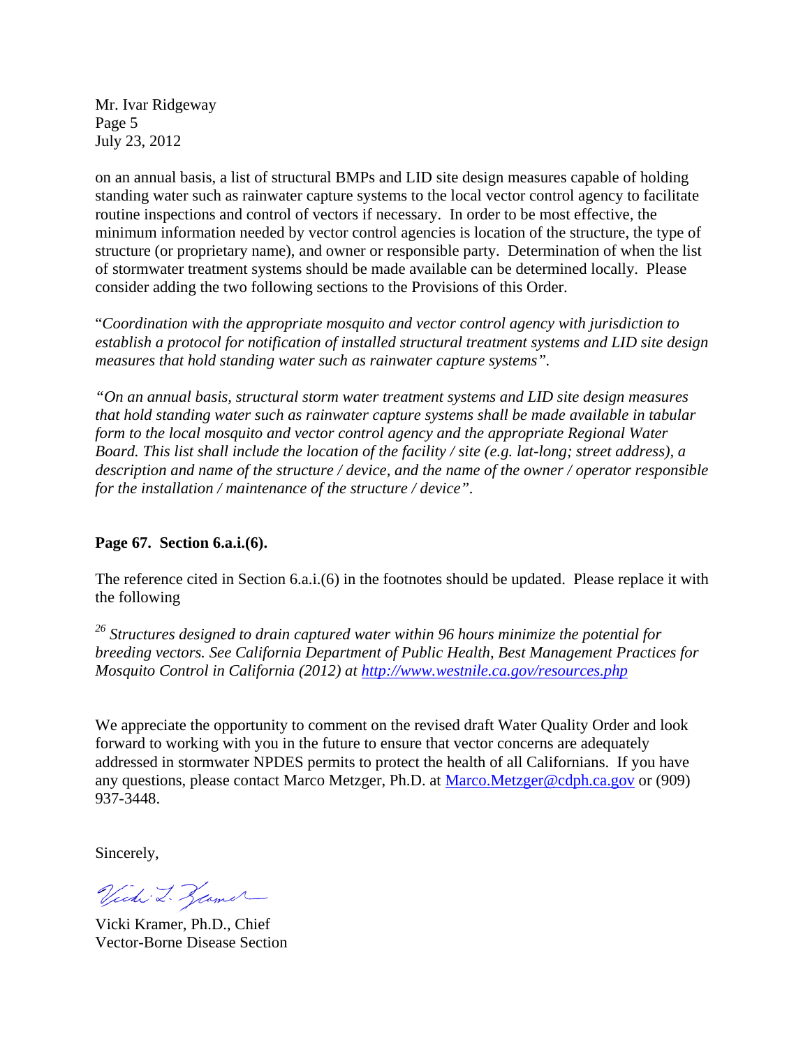on an annual basis, a list of structural BMPs and LID site design measures capable of holding standing water such as rainwater capture systems to the local vector control agency to facilitate routine inspections and control of vectors if necessary. In order to be most effective, the minimum information needed by vector control agencies is location of the structure, the type of structure (or proprietary name), and owner or responsible party. Determination of when the list of stormwater treatment systems should be made available can be determined locally. Please consider adding the two following sections to the Provisions of this Order.

"*Coordination with the appropriate mosquito and vector control agency with jurisdiction to establish a protocol for notification of installed structural treatment systems and LID site design measures that hold standing water such as rainwater capture systems".*

*"On an annual basis, structural storm water treatment systems and LID site design measures that hold standing water such as rainwater capture systems shall be made available in tabular form to the local mosquito and vector control agency and the appropriate Regional Water Board. This list shall include the location of the facility / site (e.g. lat-long; street address), a description and name of the structure / device, and the name of the owner / operator responsible for the installation / maintenance of the structure / device".*

**Page 67. Section 6.a.i.(6).**

The reference cited in Section 6.a.i.(6) in the footnotes should be updated. Please replace it with the following

*[26] Structures designed to drain captured water within 96 hours minimize the potential for breeding vectors. See California Department of Public Health, Best Management Practices for Mosquito Control in California (2012) at [http://www.westnile.ca.gov/resources.php](http://www.westnile.ca.gov/resources.php)*

We appreciate the opportunity to comment on the revised draft Water Quality Order and look forward to working with you in the future to ensure that vector concerns are adequately addressed in stormwater NPDES permits to protect the health of all Californians. If you have any questions, please contact Marco Metzger, Ph.D. at [Marco.Metzger@cdph.ca.gov](mailto:Marco.Metzger@cdph.ca.gov) or (909) 937-3448.

Sincerely,

Vicki Kramer, Ph.D., Chief
Vector-Borne Disease Section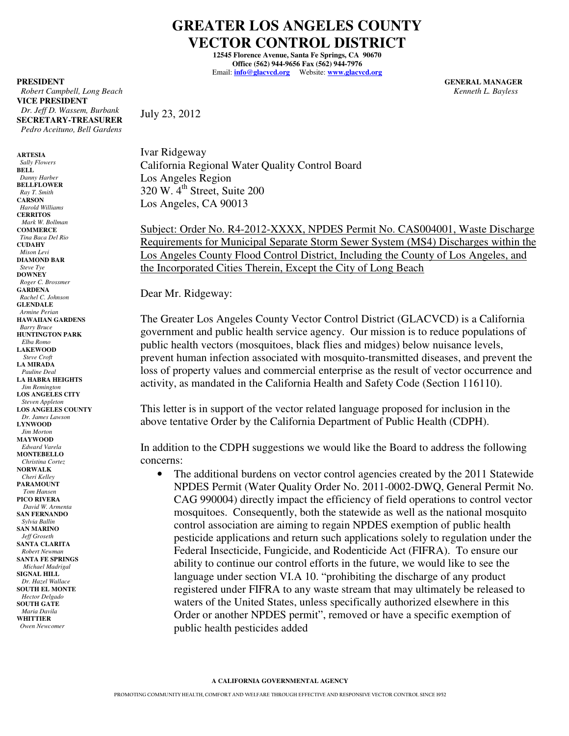# GREATER LOS ANGELES COUNTY VECTOR CONTROL DISTRICT

**12545 Florence Avenue, Santa Fe Springs, CA 90670**
**Office (562) 944-9656 Fax (562) 944-7976**
Email: **info@glacvcd.org** Website: **www.glacvcd.org**

**PRESIDENT**
*Robert Campbell, Long Beach*
**VICE PRESIDENT**
*Dr. Jeff D. Wassem, Burbank*
**SECRETARY-TREASURER**
*Pedro Aceituno, Bell Gardens*

**GENERAL MANAGER**
*Kenneth L. Bayless*

**ARTESIA**
*Sally Flowers*
**BELL**
*Danny Harber*
**BELLFLOWER**
*Ray T. Smith*
**CARSON**
*Harold Williams*
**CERRITOS**
*Mark W. Bollman*
**COMMERCE**
*Tina Baca Del Rio*
**CUDAHY**
*Mison Levi*
**DIAMOND BAR**
*Steve Tye*
**DOWNEY**
*Roger C. Brossmer*
**GARDENA**
*Rachel C. Johnson*
**GLENDALE**
*Armine Perian*
**HAWAIIAN GARDENS**
*Barry Bruce*
**HUNTINGTON PARK**
*Elba Romo*
**LAKEWOOD**
*Steve Croft*
**LA MIRADA**
*Pauline Deal*
**LA HABRA HEIGHTS**
*Jim Remington*
**LOS ANGELES CITY**
*Steven Appleton*
**LOS ANGELES COUNTY**
*Dr. James Lawson*
**LYNWOOD**
*Jim Morton*
**MAYWOOD**
*Edward Varela*
**MONTEBELLO**
*Christina Cortez*
**NORWALK**
*Cheri Kelley*
**PARAMOUNT**
*Tom Hansen*
**PICO RIVERA**
*David W. Armenta*
**SAN FERNANDO**
*Sylvia Ballin*
**SAN MARINO**
*Jeff Groseth*
**SANTA CLARITA**
*Robert Newman*
**SANTA FE SPRINGS**
*Michael Madrigal*
**SIGNAL HILL**
*Dr. Hazel Wallace*
**SOUTH EL MONTE**
*Hector Delgado*
**SOUTH GATE**
*Maria Davila*
**WHITTIER**
*Owen Newcomer*

July 23, 2012

Ivar Ridgeway
California Regional Water Quality Control Board
Los Angeles Region
320 W. 4th Street, Suite 200
Los Angeles, CA 90013

Subject: Order No. R4-2012-XXXX, NPDES Permit No. CAS004001, Waste Discharge Requirements for Municipal Separate Storm Sewer System (MS4) Discharges within the Los Angeles County Flood Control District, Including the County of Los Angeles, and the Incorporated Cities Therein, Except the City of Long Beach

Dear Mr. Ridgeway:

The Greater Los Angeles County Vector Control District (GLACVCD) is a California government and public health service agency. Our mission is to reduce populations of public health vectors (mosquitoes, black flies and midges) below nuisance levels, prevent human infection associated with mosquito-transmitted diseases, and prevent the loss of property values and commercial enterprise as the result of vector occurrence and activity, as mandated in the California Health and Safety Code (Section 116110).

This letter is in support of the vector related language proposed for inclusion in the above tentative Order by the California Department of Public Health (CDPH).

In addition to the CDPH suggestions we would like the Board to address the following concerns:

- The additional burdens on vector control agencies created by the 2011 Statewide NPDES Permit (Water Quality Order No. 2011-0002-DWQ, General Permit No. CAG 990004) directly impact the efficiency of field operations to control vector mosquitoes. Consequently, both the statewide as well as the national mosquito control association are aiming to regain NPDES exemption of public health pesticide applications and return such applications solely to regulation under the Federal Insecticide, Fungicide, and Rodenticide Act (FIFRA). To ensure our ability to continue our control efforts in the future, we would like to see the language under section VI.A 10. "prohibiting the discharge of any product registered under FIFRA to any waste stream that may ultimately be released to waters of the United States, unless specifically authorized elsewhere in this Order or another NPDES permit", removed or have a specific exemption of public health pesticides added

A CALIFORNIA GOVERNMENTAL AGENCY

PROMOTING COMMUNITY HEALTH, COMFORT AND WELFARE THROUGH EFFECTIVE AND RESPONSIVE VECTOR CONTROL SINCE 1952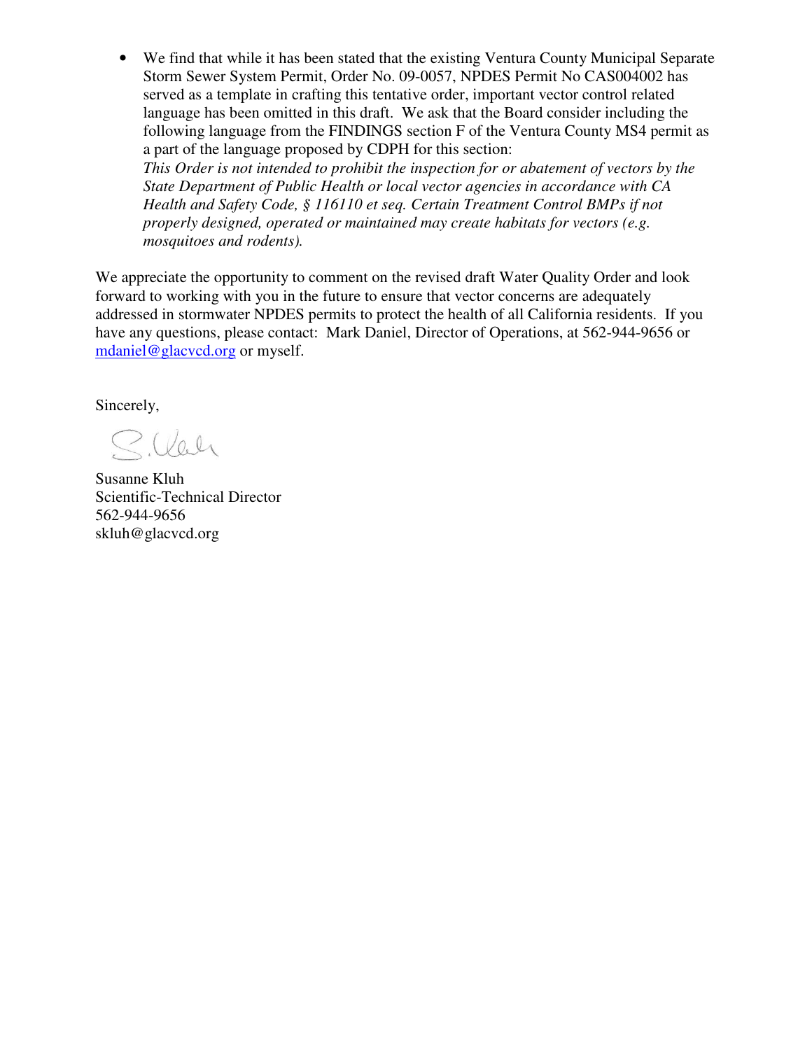- We find that while it has been stated that the existing Ventura County Municipal Separate Storm Sewer System Permit, Order No. 09-0057, NPDES Permit No CAS004002 has served as a template in crafting this tentative order, important vector control related language has been omitted in this draft. We ask that the Board consider including the following language from the FINDINGS section F of the Ventura County MS4 permit as a part of the language proposed by CDPH for this section:
  *This Order is not intended to prohibit the inspection for or abatement of vectors by the State Department of Public Health or local vector agencies in accordance with CA Health and Safety Code, § 116110 et seq. Certain Treatment Control BMPs if not properly designed, operated or maintained may create habitats for vectors (e.g. mosquitoes and rodents).*

We appreciate the opportunity to comment on the revised draft Water Quality Order and look forward to working with you in the future to ensure that vector concerns are adequately addressed in stormwater NPDES permits to protect the health of all California residents. If you have any questions, please contact: Mark Daniel, Director of Operations, at 562-944-9656 or mdaniel@glacvcd.org or myself.

Sincerely,

Susanne Kluh
Scientific-Technical Director
562-944-9656
skluh@glacvcd.org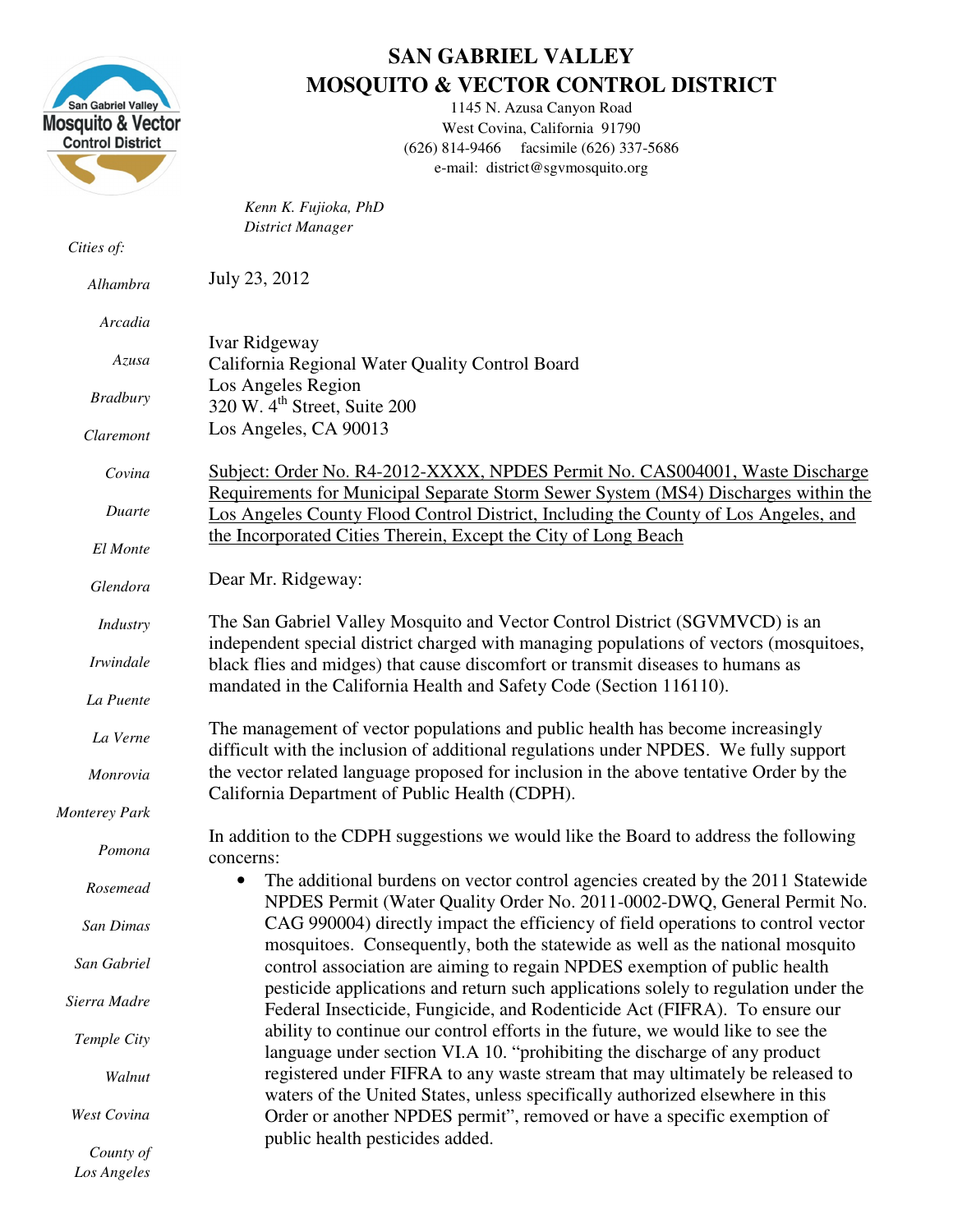# SAN GABRIEL VALLEY MOSQUITO & VECTOR CONTROL DISTRICT

1145 N. Azusa Canyon Road
West Covina, California 91790
(626) 814-9466 facsimile (626) 337-5686
e-mail: district@sgvmosquito.org

*Kenn K. Fujioka, PhD*
*District Manager*

*Cities of:*

*Alhambra*
*Arcadia*
*Azusa*
*Bradbury*
*Claremont*
*Covina*
*Duarte*
*El Monte*
*Glendora*
*Industry*
*Irwindale*
*La Puente*
*La Verne*
*Monrovia*
*Monterey Park*
*Pomona*
*Rosemead*
*San Dimas*
*San Gabriel*
*Sierra Madre*
*Temple City*
*Walnut*
*West Covina*
*County of Los Angeles*

July 23, 2012

Ivar Ridgeway
California Regional Water Quality Control Board
Los Angeles Region
320 W. 4th Street, Suite 200
Los Angeles, CA 90013

Subject: Order No. R4-2012-XXXX, NPDES Permit No. CAS004001, Waste Discharge Requirements for Municipal Separate Storm Sewer System (MS4) Discharges within the Los Angeles County Flood Control District, Including the County of Los Angeles, and the Incorporated Cities Therein, Except the City of Long Beach

Dear Mr. Ridgeway:

The San Gabriel Valley Mosquito and Vector Control District (SGVMVCD) is an independent special district charged with managing populations of vectors (mosquitoes, black flies and midges) that cause discomfort or transmit diseases to humans as mandated in the California Health and Safety Code (Section 116110).

The management of vector populations and public health has become increasingly difficult with the inclusion of additional regulations under NPDES. We fully support the vector related language proposed for inclusion in the above tentative Order by the California Department of Public Health (CDPH).

In addition to the CDPH suggestions we would like the Board to address the following concerns:

- The additional burdens on vector control agencies created by the 2011 Statewide NPDES Permit (Water Quality Order No. 2011-0002-DWQ, General Permit No. CAG 990004) directly impact the efficiency of field operations to control vector mosquitoes. Consequently, both the statewide as well as the national mosquito control association are aiming to regain NPDES exemption of public health pesticide applications and return such applications solely to regulation under the Federal Insecticide, Fungicide, and Rodenticide Act (FIFRA). To ensure our ability to continue our control efforts in the future, we would like to see the language under section VI.A 10. "prohibiting the discharge of any product registered under FIFRA to any waste stream that may ultimately be released to waters of the United States, unless specifically authorized elsewhere in this Order or another NPDES permit", removed or have a specific exemption of public health pesticides added.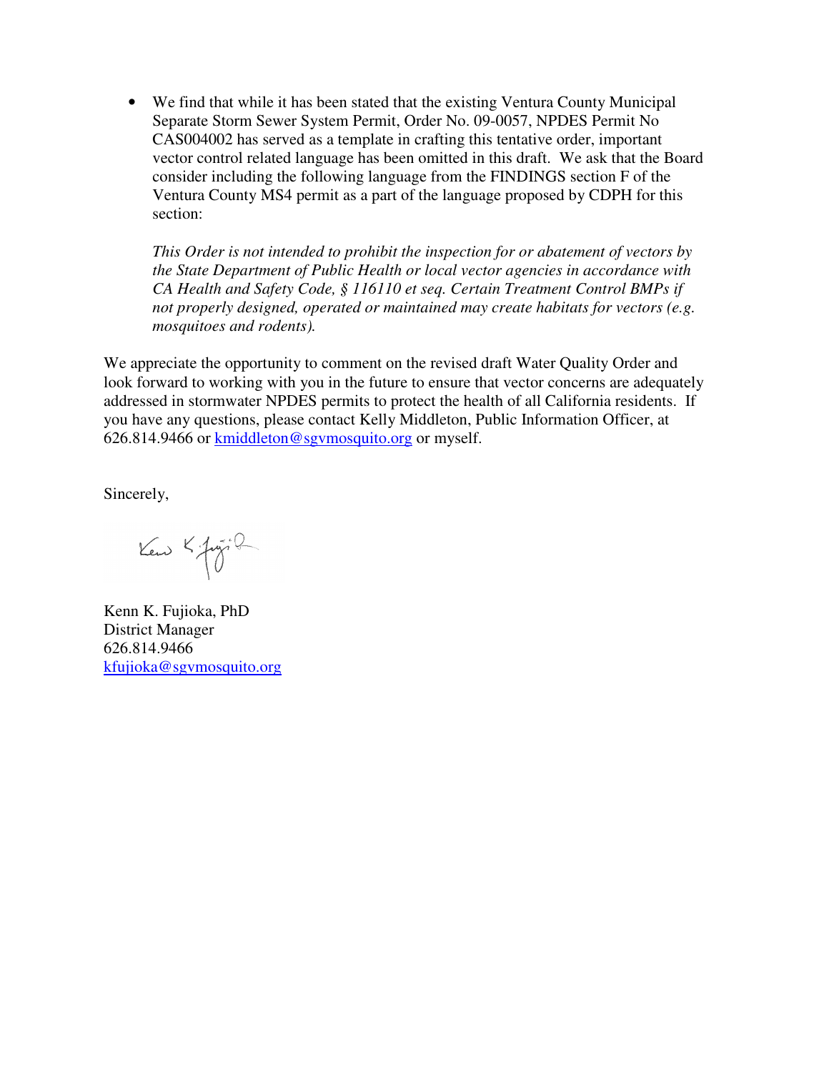- We find that while it has been stated that the existing Ventura County Municipal Separate Storm Sewer System Permit, Order No. 09-0057, NPDES Permit No CAS004002 has served as a template in crafting this tentative order, important vector control related language has been omitted in this draft. We ask that the Board consider including the following language from the FINDINGS section F of the Ventura County MS4 permit as a part of the language proposed by CDPH for this section:

  *This Order is not intended to prohibit the inspection for or abatement of vectors by the State Department of Public Health or local vector agencies in accordance with CA Health and Safety Code, § 116110 et seq. Certain Treatment Control BMPs if not properly designed, operated or maintained may create habitats for vectors (e.g. mosquitoes and rodents).*

We appreciate the opportunity to comment on the revised draft Water Quality Order and look forward to working with you in the future to ensure that vector concerns are adequately addressed in stormwater NPDES permits to protect the health of all California residents. If you have any questions, please contact Kelly Middleton, Public Information Officer, at 626.814.9466 or kmiddleton@sgvmosquito.org or myself.

Sincerely,

Kenn K. Fujioka, PhD
District Manager
626.814.9466
kfujioka@sgvmosquito.org